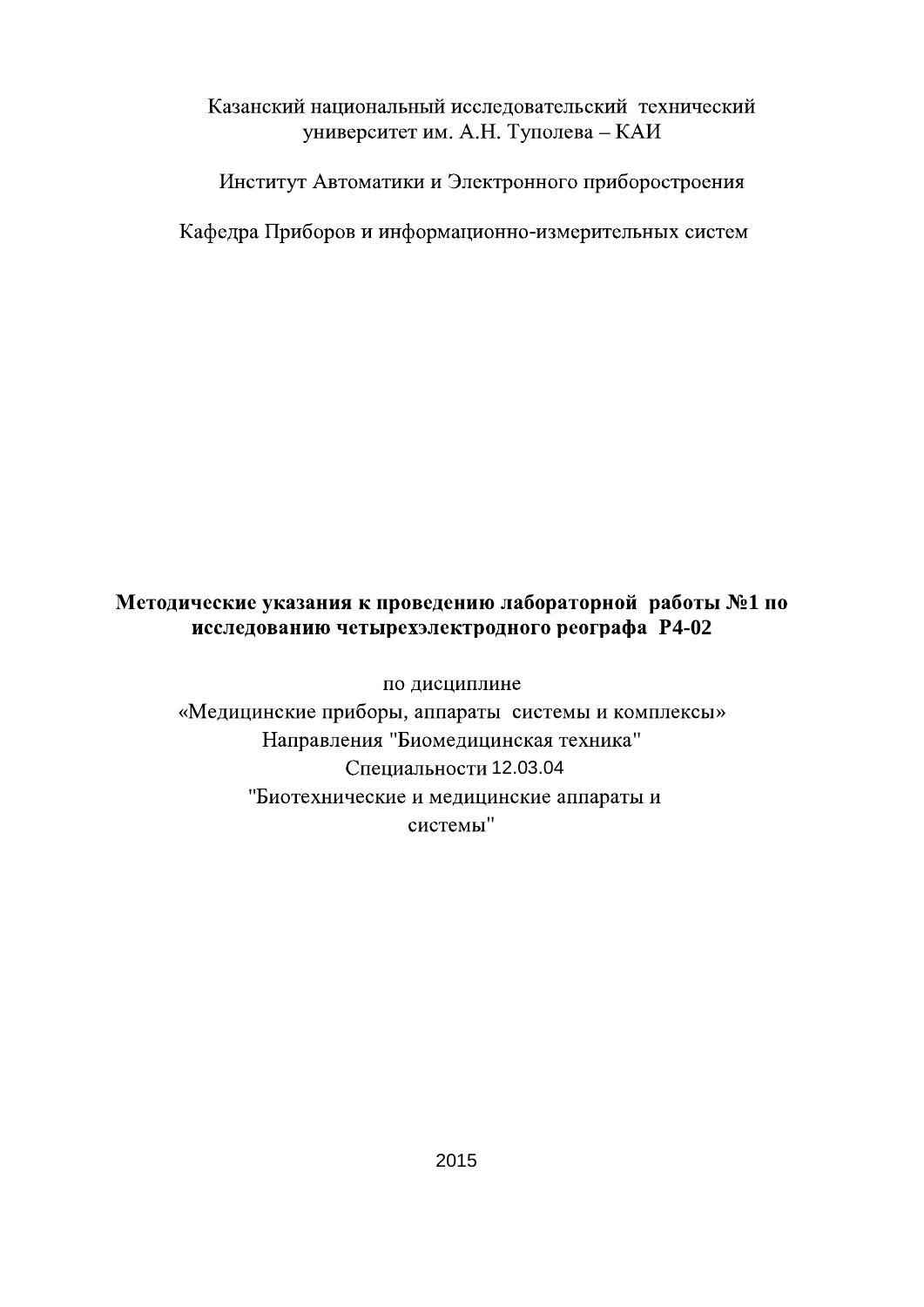Казанский национальный исследовательский технический университет им. А.Н. Туполева – КАИ

Институт Автоматики и Электронного приборостроения

Кафедра Приборов и информационно-измерительных систем

**Методические указания к проведению лабораторной работы №1 по исследованию четырехэлектродного реографа Р4-02**

по дисциплине

«Медицинские приборы, аппараты системы и комплексы»

Направления "Биомедицинская техника"

Специальности 12.03.04

"Биотехнические и медицинские аппараты и системы"

2015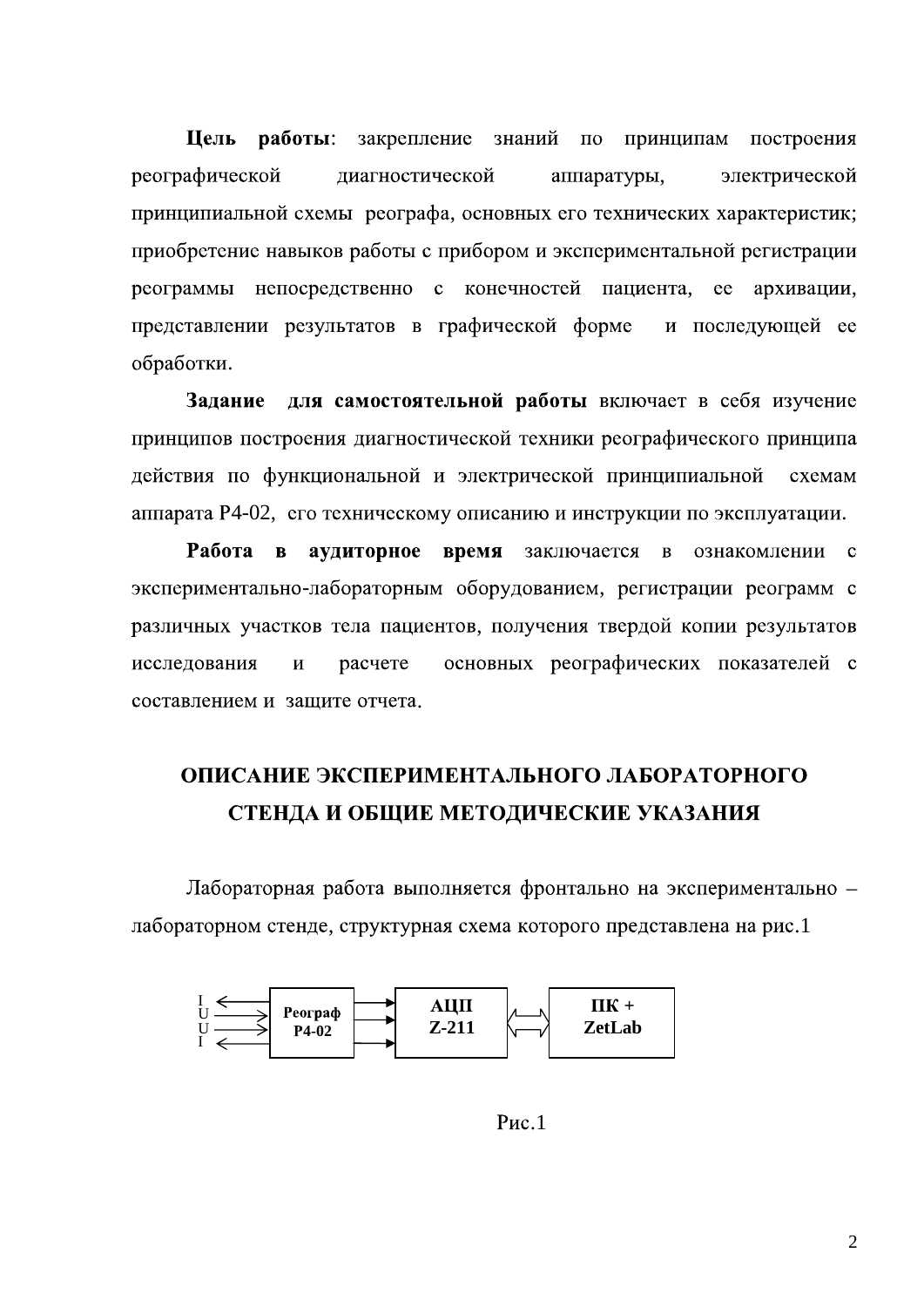**Цель работы**: закрепление знаний по принципам построения реографической диагностической аппаратуры, электрической принципиальной схемы реографа, основных его технических характеристик; приобретение навыков работы с прибором и экспериментальной регистрации реограммы непосредственно с конечностей пациента, ее архивации, представлении результатов в графической форме и последующей ее обработки.

**Задание для самостоятельной работы** включает в себя изучение принципов построения диагностической техники реографического принципа действия по функциональной и электрической принципиальной схемам аппарата Р4-02, его техническому описанию и инструкции по эксплуатации.

**Работа в аудиторное время** заключается в ознакомлении с экспериментально-лабораторным оборудованием, регистрации реограмм с различных участков тела пациентов, получения твердой копии результатов исследования и расчете основных реографических показателей с составлением и защите отчета.

## ОПИСАНИЕ ЭКСПЕРИМЕНТАЛЬНОГО ЛАБОРАТОРНОГО СТЕНДА И ОБЩИЕ МЕТОДИЧЕСКИЕ УКАЗАНИЯ

Лабораторная работа выполняется фронтально на экспериментально – лабораторном стенде, структурная схема которого представлена на рис.1

I, U, U, I → Реограф Р4-02 → АЦП Z-211 ⇔ ПК + ZetLab

Рис.1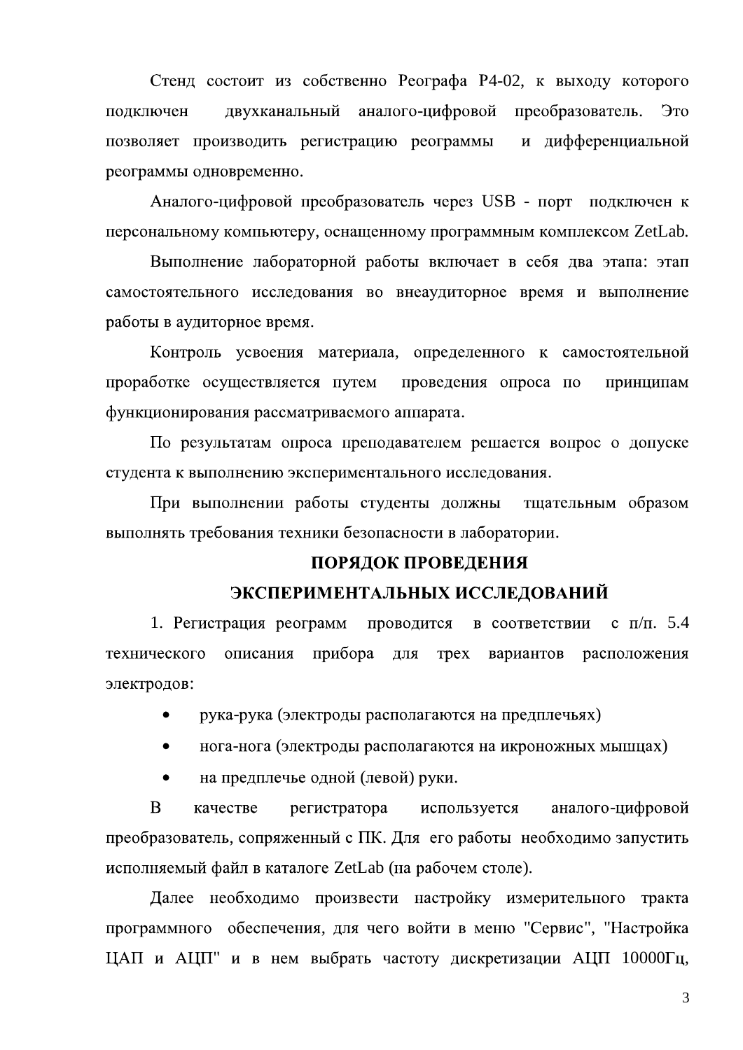Стенд состоит из собственно Реографа Р4-02, к выходу которого подключен двухканальный аналого-цифровой преобразователь. Это позволяет производить регистрацию реограммы и дифференциальной реограммы одновременно.

Аналого-цифровой преобразователь через USB - порт подключен к персональному компьютеру, оснащенному программным комплексом ZetLab.

Выполнение лабораторной работы включает в себя два этапа: этап самостоятельного исследования во внеаудиторное время и выполнение работы в аудиторное время.

Контроль усвоения материала, определенного к самостоятельной проработке осуществляется путем проведения опроса по принципам функционирования рассматриваемого аппарата.

По результатам опроса преподавателем решается вопрос о допуске студента к выполнению экспериментального исследования.

При выполнении работы студенты должны тщательным образом выполнять требования техники безопасности в лаборатории.

## ПОРЯДОК ПРОВЕДЕНИЯ ЭКСПЕРИМЕНТАЛЬНЫХ ИССЛЕДОВАНИЙ

1. Регистрация реограмм проводится в соответствии с п/п. 5.4 технического описания прибора для трех вариантов расположения электродов:

- рука-рука (электроды располагаются на предплечьях)
- нога-нога (электроды располагаются на икроножных мышцах)
- на предплечье одной (левой) руки.

В качестве регистратора используется аналого-цифровой преобразователь, сопряженный с ПК. Для его работы необходимо запустить исполняемый файл в каталоге ZetLab (на рабочем столе).

Далее необходимо произвести настройку измерительного тракта программного обеспечения, для чего войти в меню "Сервис", "Настройка ЦАП и АЦП" и в нем выбрать частоту дискретизации АЦП 10000Гц,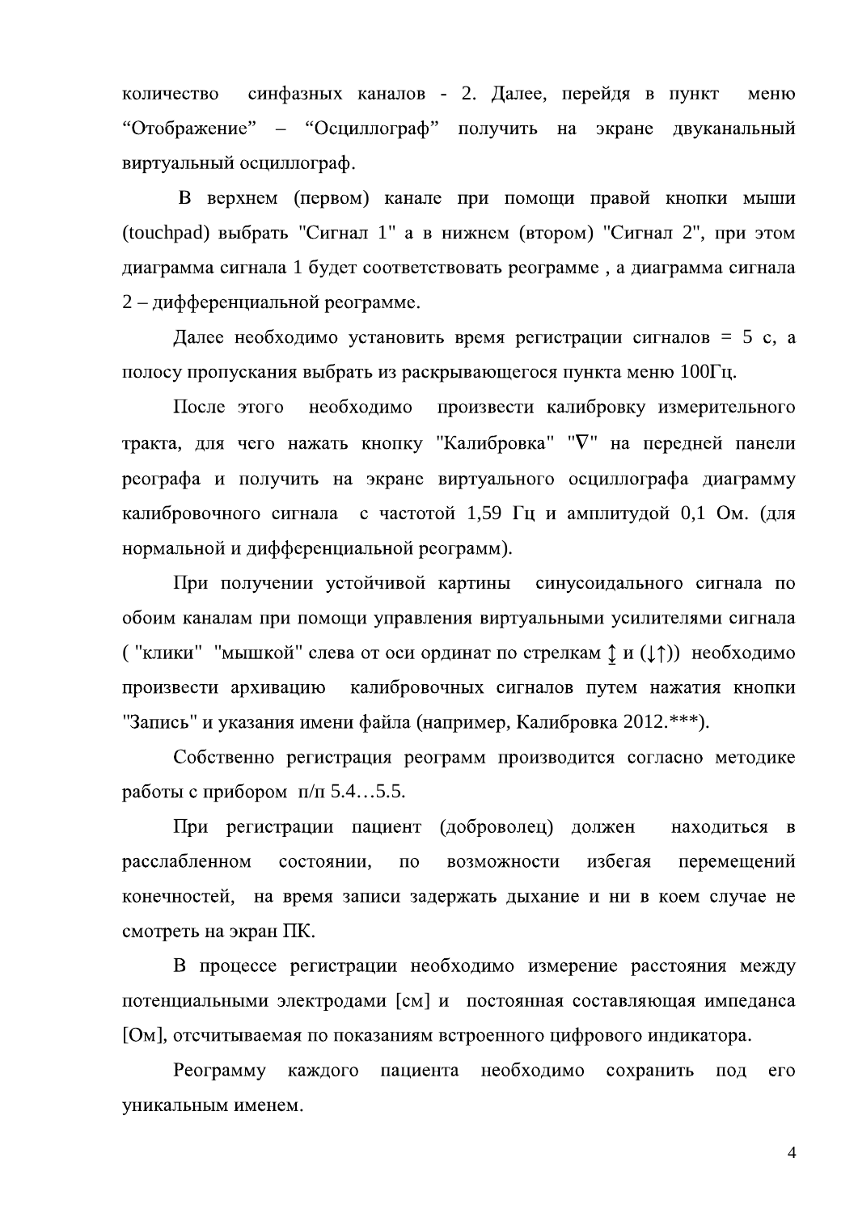количество синфазных каналов - 2. Далее, перейдя в пункт меню “Отображение” – “Осциллограф” получить на экране двуканальный виртуальный осциллограф.

В верхнем (первом) канале при помощи правой кнопки мыши (touchpad) выбрать "Сигнал 1" а в нижнем (втором) "Сигнал 2", при этом диаграмма сигнала 1 будет соответствовать реограмме , а диаграмма сигнала 2 – дифференциальной реограмме.

Далее необходимо установить время регистрации сигналов = 5 с, а полосу пропускания выбрать из раскрывающегося пункта меню 100Гц.

После этого необходимо произвести калибровку измерительного тракта, для чего нажать кнопку "Калибровка" "∇" на передней панели реографа и получить на экране виртуального осциллографа диаграмму калибровочного сигнала с частотой 1,59 Гц и амплитудой 0,1 Ом. (для нормальной и дифференциальной реограмм).

При получении устойчивой картины синусоидального сигнала по обоим каналам при помощи управления виртуальными усилителями сигнала ( "клики" "мышкой" слева от оси ординат по стрелкам ↨ и (↓↑)) необходимо произвести архивацию калибровочных сигналов путем нажатия кнопки "Запись" и указания имени файла (например, Калибровка 2012.***).

Собственно регистрация реограмм производится согласно методике работы с прибором п/п 5.4…5.5.

При регистрации пациент (доброволец) должен находиться в расслабленном состоянии, по возможности избегая перемещений конечностей, на время записи задержать дыхание и ни в коем случае не смотреть на экран ПК.

В процессе регистрации необходимо измерение расстояния между потенциальными электродами [см] и постоянная составляющая импеданса [Ом], отсчитываемая по показаниям встроенного цифрового индикатора.

Реограмму каждого пациента необходимо сохранить под его уникальным именем.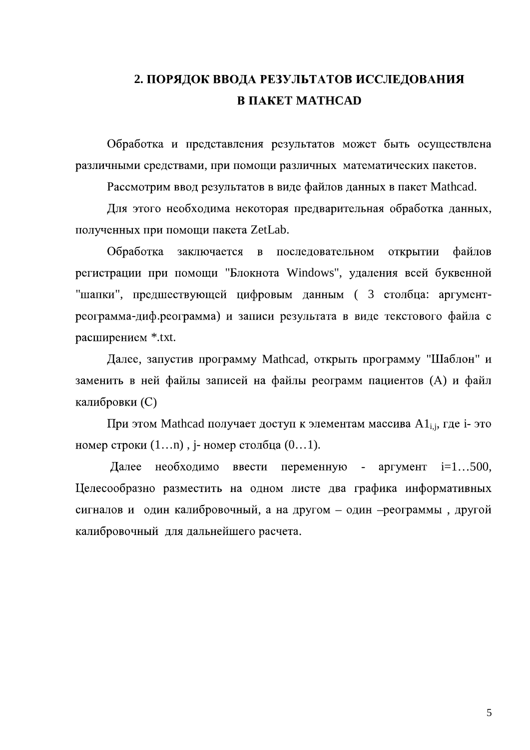## 2. ПОРЯДОК ВВОДА РЕЗУЛЬТАТОВ ИССЛЕДОВАНИЯ В ПАКЕТ MATHCAD

Обработка и представления результатов может быть осуществлена различными средствами, при помощи различных математических пакетов.

Рассмотрим ввод результатов в виде файлов данных в пакет Mathcad.

Для этого необходима некоторая предварительная обработка данных, полученных при помощи пакета ZetLab.

Обработка заключается в последовательном открытии файлов регистрации при помощи "Блокнота Windows", удаления всей буквенной "шапки", предшествующей цифровым данным ( 3 столбца: аргумент-реограмма-диф.реограмма) и записи результата в виде текстового файла с расширением *.txt.

Далее, запустив программу Mathcad, открыть программу "Шаблон" и заменить в ней файлы записей на файлы реограмм пациентов (А) и файл калибровки (С)

При этом Mathcad получает доступ к элементам массива $A1_{i,j}$, где i- это номер строки (1…n) , j- номер столбца (0…1).

Далее необходимо ввести переменную - аргумент i=1…500, Целесообразно разместить на одном листе два графика информативных сигналов и один калибровочный, а на другом – один –реограммы , другой калибровочный для дальнейшего расчета.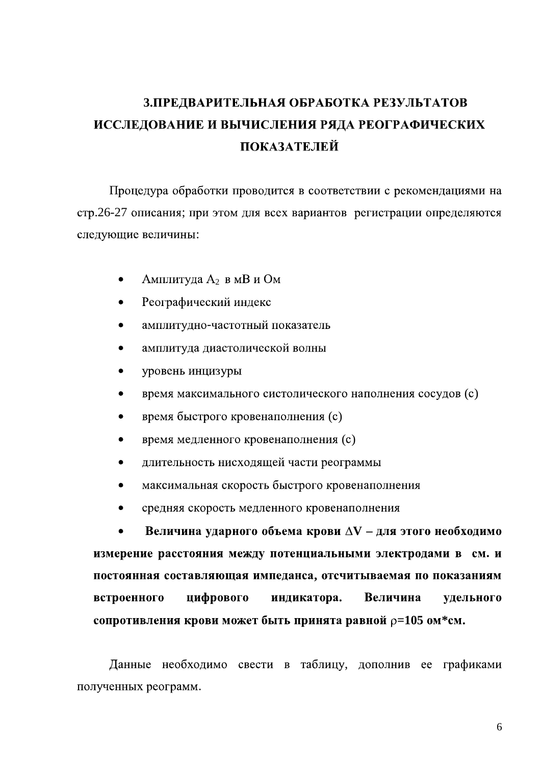## 3.ПРЕДВАРИТЕЛЬНАЯ ОБРАБОТКА РЕЗУЛЬТАТОВ ИССЛЕДОВАНИЕ И ВЫЧИСЛЕНИЯ РЯДА РЕОГРАФИЧЕСКИХ ПОКАЗАТЕЛЕЙ

Процедура обработки проводится в соответствии с рекомендациями на стр.26-27 описания; при этом для всех вариантов регистрации определяются следующие величины:

- Амплитуда $A_2$ в мВ и Ом
- Реографический индекс
- амплитудно-частотный показатель
- амплитуда диастолической волны
- уровень инцизуры
- время максимального систолического наполнения сосудов (с)
- время быстрого кровенаполнения (с)
- время медленного кровенаполнения (с)
- длительность нисходящей части реограммы
- максимальная скорость быстрого кровенаполнения
- средняя скорость медленного кровенаполнения
- **Величина ударного объема крови $\Delta V$ – для этого необходимо измерение расстояния между потенциальными электродами в см. и постоянная составляющая импеданса, отсчитываемая по показаниям встроенного цифрового индикатора. Величина удельного сопротивления крови может быть принята равной $\rho$=105 ом*см.**

Данные необходимо свести в таблицу, дополнив ее графиками полученных реограмм.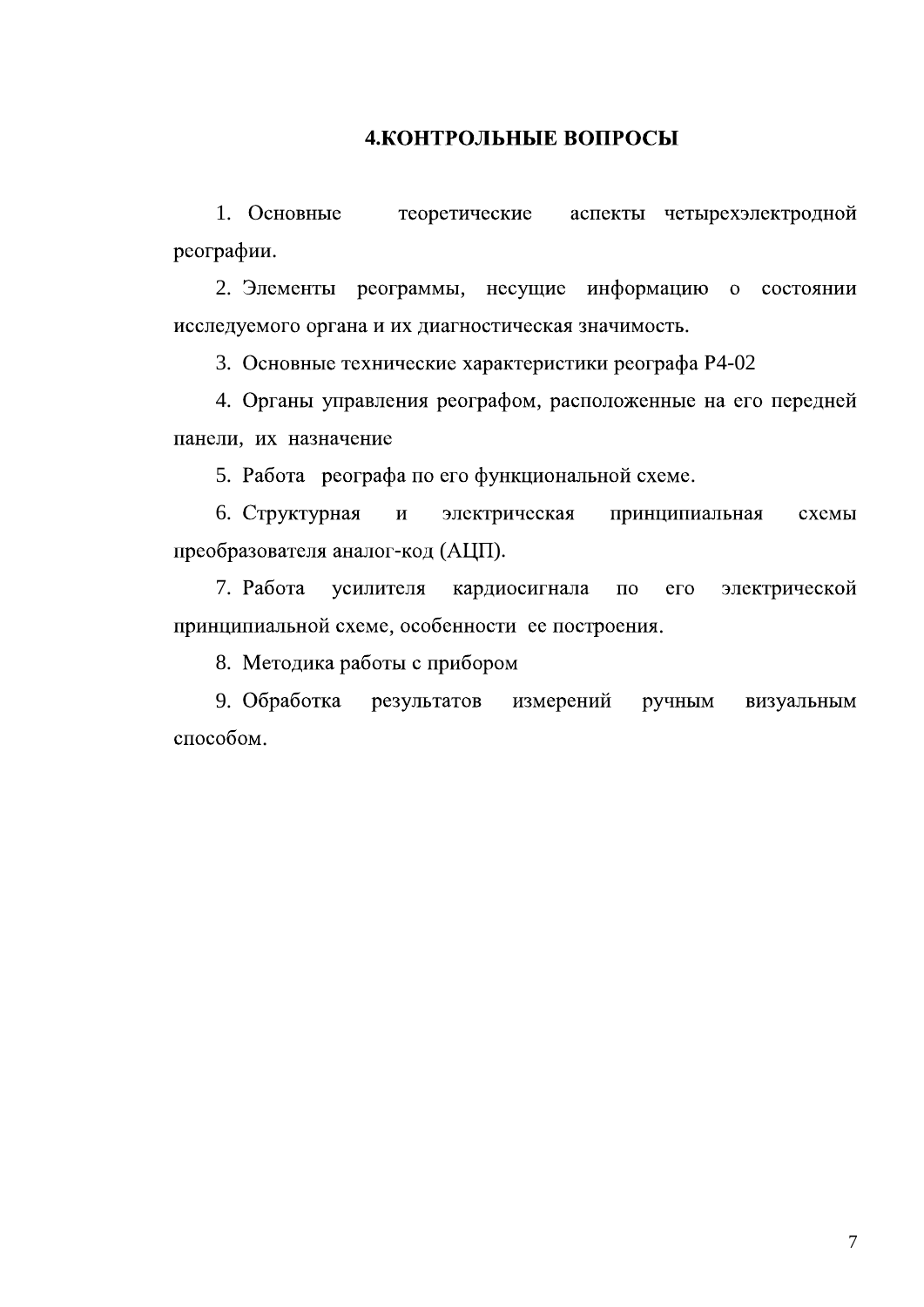## 4.КОНТРОЛЬНЫЕ ВОПРОСЫ

1. Основные теоретические аспекты четырехэлектродной реографии.
2. Элементы реограммы, несущие информацию о состоянии исследуемого органа и их диагностическая значимость.
3. Основные технические характеристики реографа Р4-02
4. Органы управления реографом, расположенные на его передней панели, их назначение
5. Работа реографа по его функциональной схеме.
6. Структурная и электрическая принципиальная схемы преобразователя аналог-код (АЦП).
7. Работа усилителя кардиосигнала по его электрической принципиальной схеме, особенности ее построения.
8. Методика работы с прибором
9. Обработка результатов измерений ручным визуальным способом.